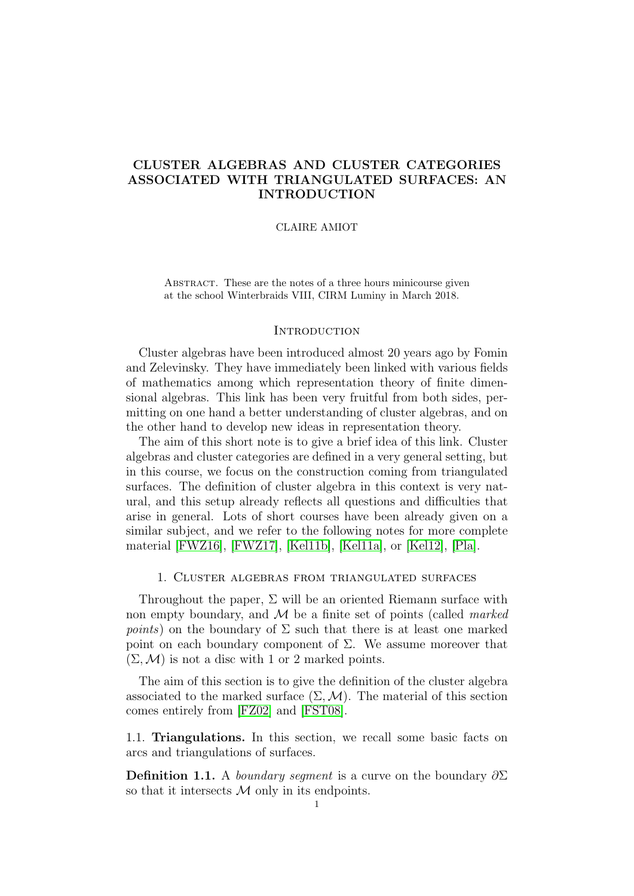# CLUSTER ALGEBRAS AND CLUSTER CATEGORIES ASSOCIATED WITH TRIANGULATED SURFACES: AN INTRODUCTION

CLAIRE AMIOT

ABSTRACT. These are the notes of a three hours minicourse given at the school Winterbraids VIII, CIRM Luminy in March 2018.

## INTRODUCTION

Cluster algebras have been introduced almost 20 years ago by Fomin and Zelevinsky. They have immediately been linked with various fields of mathematics among which representation theory of finite dimensional algebras. This link has been very fruitful from both sides, permitting on one hand a better understanding of cluster algebras, and on the other hand to develop new ideas in representation theory.

The aim of this short note is to give a brief idea of this link. Cluster algebras and cluster categories are defined in a very general setting, but in this course, we focus on the construction coming from triangulated surfaces. The definition of cluster algebra in this context is very natural, and this setup already reflects all questions and difficulties that arise in general. Lots of short courses have been already given on a similar subject, and we refer to the following notes for more complete material [FWZ16], [FWZ17], [Kel11b], [Kel11a], or [Kel12], [Pla].

## 1. CLUSTER ALGEBRAS FROM TRIANGULATED SURFACES

Throughout the paper, $\Sigma$ will be an oriented Riemann surface with non empty boundary, and $\mathcal{M}$ be a finite set of points (called *marked points*) on the boundary of $\Sigma$ such that there is at least one marked point on each boundary component of $\Sigma$. We assume moreover that $(\Sigma, \mathcal{M})$ is not a disc with 1 or 2 marked points.

The aim of this section is to give the definition of the cluster algebra associated to the marked surface $(\Sigma, \mathcal{M})$. The material of this section comes entirely from [FZ02] and [FST08].

### 1.1. Triangulations.

In this section, we recall some basic facts on arcs and triangulations of surfaces.

**Definition 1.1.** A *boundary segment* is a curve on the boundary $\partial\Sigma$ so that it intersects $\mathcal{M}$ only in its endpoints.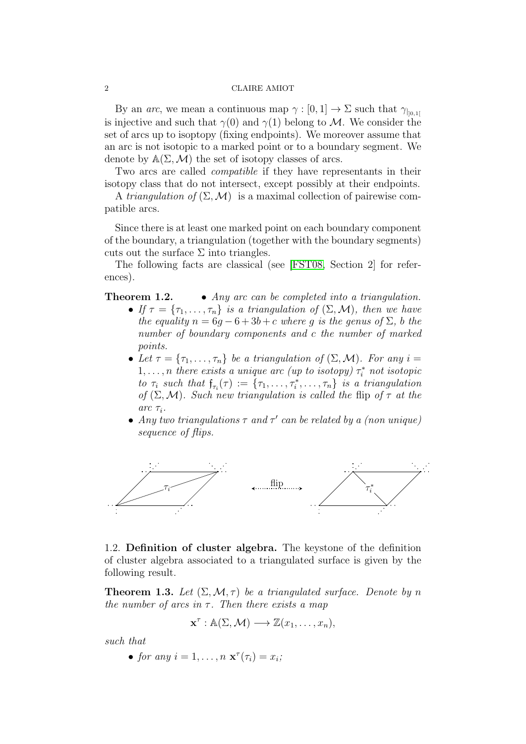By an *arc*, we mean a continuous map $\gamma : [0, 1] \to \Sigma$ such that $\gamma_{|_{]0,1[}}$ is injective and such that $\gamma(0)$ and $\gamma(1)$ belong to $\mathcal{M}$. We consider the set of arcs up to isoptopy (fixing endpoints). We moreover assume that an arc is not isotopic to a marked point or to a boundary segment. We denote by $\mathbb{A}(\Sigma, \mathcal{M})$ the set of isotopy classes of arcs.

Two arcs are called *compatible* if they have representants in their isotopy class that do not intersect, except possibly at their endpoints.

A *triangulation of* $(\Sigma, \mathcal{M})$ is a maximal collection of pairewise compatible arcs.

Since there is at least one marked point on each boundary component of the boundary, a triangulation (together with the boundary segments) cuts out the surface $\Sigma$ into triangles.

The following facts are classical (see [FST08, Section 2] for references).

**Theorem 1.2.**

- *Any arc can be completed into a triangulation.*
- *If $\tau = \{\tau_1, \ldots, \tau_n\}$ is a triangulation of $(\Sigma, \mathcal{M})$, then we have the equality $n = 6g - 6 + 3b + c$ where $g$ is the genus of $\Sigma$, $b$ the number of boundary components and $c$ the number of marked points.*
- *Let $\tau = \{\tau_1, \ldots, \tau_n\}$ be a triangulation of $(\Sigma, \mathcal{M})$. For any $i = 1, \ldots, n$ there exists a unique arc (up to isotopy) $\tau_i^*$ not isotopic to $\tau_i$ such that $\mathfrak{f}_{\tau_i}(\tau) := \{\tau_1, \ldots, \tau_i^*, \ldots, \tau_n\}$ is a triangulation of $(\Sigma, \mathcal{M})$. Such new triangulation is called the* flip *of $\tau$ at the arc $\tau_i$.*
- *Any two triangulations $\tau$ and $\tau'$ can be related by a (non unique) sequence of flips.*

$\tau_i$ flip $\tau_i^*$

1.2. **Definition of cluster algebra.** The keystone of the definition of cluster algebra associated to a triangulated surface is given by the following result.

**Theorem 1.3.** *Let $(\Sigma, \mathcal{M}, \tau)$ be a triangulated surface. Denote by $n$ the number of arcs in $\tau$. Then there exists a map*

$$\mathbf{x}^\tau : \mathbb{A}(\Sigma, \mathcal{M}) \longrightarrow \mathbb{Z}(x_1, \ldots, x_n),$$

*such that*

- *for any $i = 1, \ldots, n$ $\mathbf{x}^\tau(\tau_i) = x_i$;*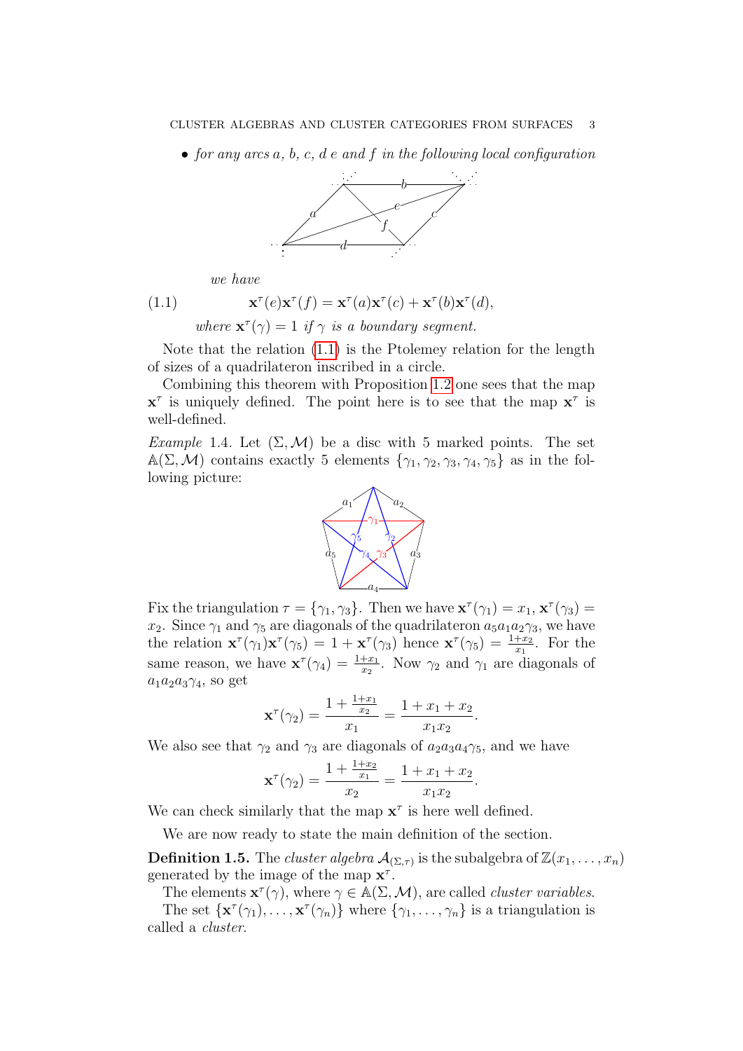- *for any arcs a, b, c, d e and f in the following local configuration*

  *we have*

$$\mathbf{x}^\tau(e)\mathbf{x}^\tau(f) = \mathbf{x}^\tau(a)\mathbf{x}^\tau(c) + \mathbf{x}^\tau(b)\mathbf{x}^\tau(d), \tag{1.1}$$

  *where $\mathbf{x}^\tau(\gamma) = 1$ if $\gamma$ is a boundary segment.*

Note that the relation (1.1) is the Ptolemey relation for the length of sizes of a quadrilateron inscribed in a circle.

Combining this theorem with Proposition 1.2 one sees that the map $\mathbf{x}^\tau$ is uniquely defined. The point here is to see that the map $\mathbf{x}^\tau$ is well-defined.

*Example* 1.4. Let $(\Sigma, \mathcal{M})$ be a disc with 5 marked points. The set $\mathbb{A}(\Sigma, \mathcal{M})$ contains exactly 5 elements $\{\gamma_1, \gamma_2, \gamma_3, \gamma_4, \gamma_5\}$ as in the following picture:

Fix the triangulation $\tau = \{\gamma_1, \gamma_3\}$. Then we have $\mathbf{x}^\tau(\gamma_1) = x_1$, $\mathbf{x}^\tau(\gamma_3) = x_2$. Since $\gamma_1$ and $\gamma_5$ are diagonals of the quadrilateron $a_5a_1a_2\gamma_3$, we have the relation $\mathbf{x}^\tau(\gamma_1)\mathbf{x}^\tau(\gamma_5) = 1 + \mathbf{x}^\tau(\gamma_3)$ hence $\mathbf{x}^\tau(\gamma_5) = \frac{1+x_2}{x_1}$. For the same reason, we have $\mathbf{x}^\tau(\gamma_4) = \frac{1+x_1}{x_2}$. Now $\gamma_2$ and $\gamma_1$ are diagonals of $a_1a_2a_3\gamma_4$, so get

$$\mathbf{x}^\tau(\gamma_2) = \frac{1 + \frac{1+x_1}{x_2}}{x_1} = \frac{1 + x_1 + x_2}{x_1 x_2}.$$

We also see that $\gamma_2$ and $\gamma_3$ are diagonals of $a_2a_3a_4\gamma_5$, and we have

$$\mathbf{x}^\tau(\gamma_2) = \frac{1 + \frac{1+x_2}{x_1}}{x_2} = \frac{1 + x_1 + x_2}{x_1 x_2}.$$

We can check similarly that the map $\mathbf{x}^\tau$ is here well defined.

We are now ready to state the main definition of the section.

**Definition 1.5.** The *cluster algebra* $\mathcal{A}_{(\Sigma,\tau)}$ is the subalgebra of $\mathbb{Z}(x_1, \ldots, x_n)$ generated by the image of the map $\mathbf{x}^\tau$.

The elements $\mathbf{x}^\tau(\gamma)$, where $\gamma \in \mathbb{A}(\Sigma, \mathcal{M})$, are called *cluster variables*.

The set $\{\mathbf{x}^\tau(\gamma_1), \ldots, \mathbf{x}^\tau(\gamma_n)\}$ where $\{\gamma_1, \ldots, \gamma_n\}$ is a triangulation is called a *cluster*.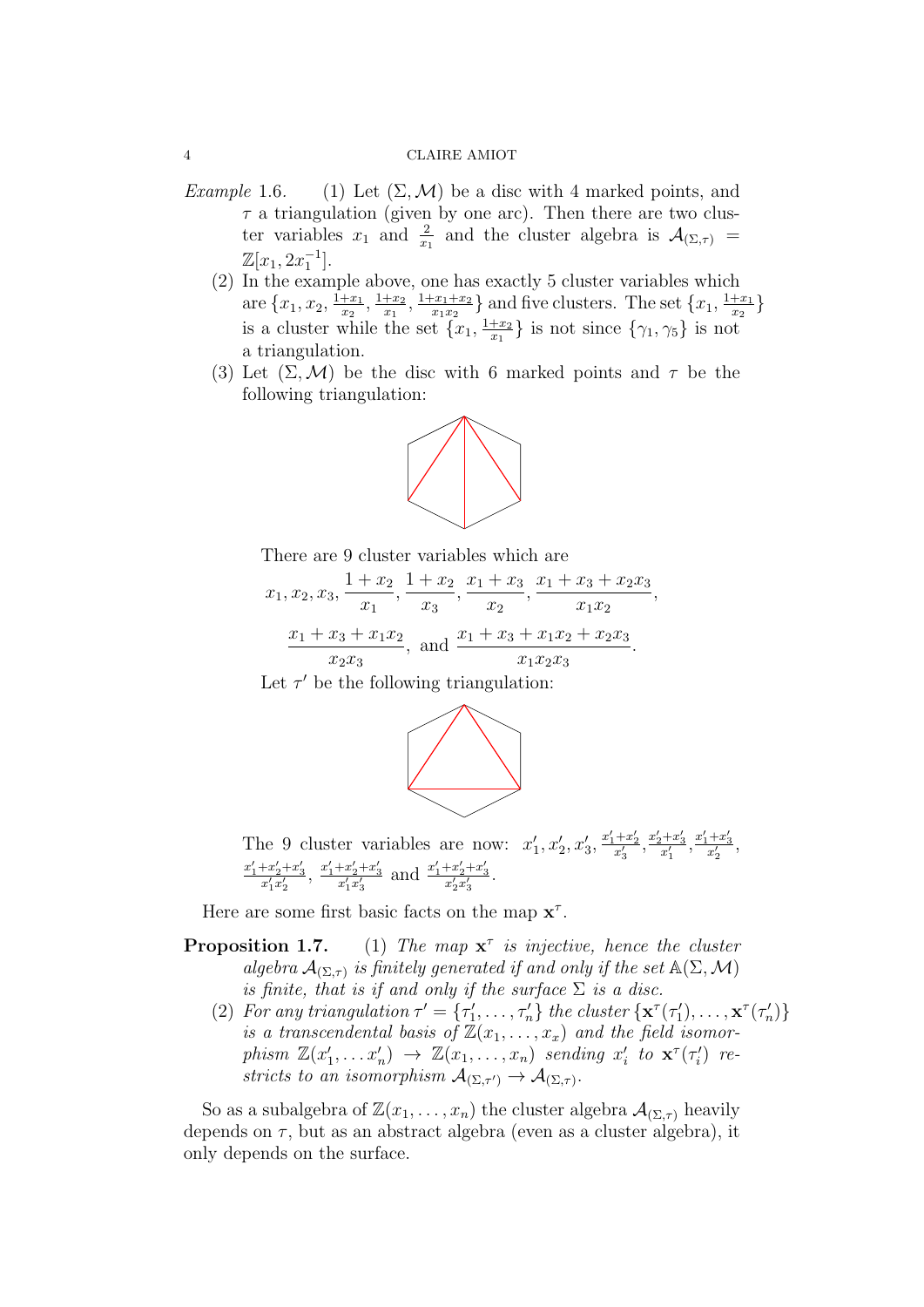*Example* 1.6. (1) Let $(\Sigma, \mathcal{M})$ be a disc with 4 marked points, and $\tau$ a triangulation (given by one arc). Then there are two cluster variables $x_1$ and $\frac{2}{x_1}$ and the cluster algebra is $\mathcal{A}_{(\Sigma,\tau)} = \mathbb{Z}[x_1, 2x_1^{-1}]$.

(2) In the example above, one has exactly 5 cluster variables which are $\{x_1, x_2, \frac{1+x_1}{x_2}, \frac{1+x_2}{x_1}, \frac{1+x_1+x_2}{x_1x_2}\}$ and five clusters. The set $\{x_1, \frac{1+x_1}{x_2}\}$ is a cluster while the set $\{x_1, \frac{1+x_2}{x_1}\}$ is not since $\{\gamma_1, \gamma_5\}$ is not a triangulation.

(3) Let $(\Sigma, \mathcal{M})$ be the disc with 6 marked points and $\tau$ be the following triangulation:

There are 9 cluster variables which are

$$x_1, x_2, x_3, \frac{1+x_2}{x_1}, \frac{1+x_2}{x_3}, \frac{x_1+x_3}{x_2}, \frac{x_1+x_3+x_2x_3}{x_1x_2},$$

$$\frac{x_1+x_3+x_1x_2}{x_2x_3}, \text{ and } \frac{x_1+x_3+x_1x_2+x_2x_3}{x_1x_2x_3}.$$

Let $\tau'$ be the following triangulation:

The 9 cluster variables are now: $x_1', x_2', x_3', \frac{x_1'+x_2'}{x_3'}, \frac{x_2'+x_3'}{x_1'}, \frac{x_1'+x_3'}{x_2'}, \frac{x_1'+x_2'+x_3'}{x_1'x_2'}, \frac{x_1'+x_2'+x_3'}{x_1'x_3'}$ and $\frac{x_1'+x_2'+x_3'}{x_2'x_3'}$.

Here are some first basic facts on the map $\mathbf{x}^\tau$.

**Proposition 1.7.** (1) *The map $\mathbf{x}^\tau$ is injective, hence the cluster algebra $\mathcal{A}_{(\Sigma,\tau)}$ is finitely generated if and only if the set $\mathbb{A}(\Sigma, \mathcal{M})$ is finite, that is if and only if the surface $\Sigma$ is a disc.*

(2) *For any triangulation $\tau' = \{\tau_1', \ldots, \tau_n'\}$ the cluster $\{\mathbf{x}^\tau(\tau_1'), \ldots, \mathbf{x}^\tau(\tau_n')\}$ is a transcendental basis of $\mathbb{Z}(x_1, \ldots, x_x)$ and the field isomorphism $\mathbb{Z}(x_1', \ldots x_n') \to \mathbb{Z}(x_1, \ldots, x_n)$ sending $x_i'$ to $\mathbf{x}^\tau(\tau_i')$ restricts to an isomorphism $\mathcal{A}_{(\Sigma,\tau')} \to \mathcal{A}_{(\Sigma,\tau)}$.*

So as a subalgebra of $\mathbb{Z}(x_1, \ldots, x_n)$ the cluster algebra $\mathcal{A}_{(\Sigma,\tau)}$ heavily depends on $\tau$, but as an abstract algebra (even as a cluster algebra), it only depends on the surface.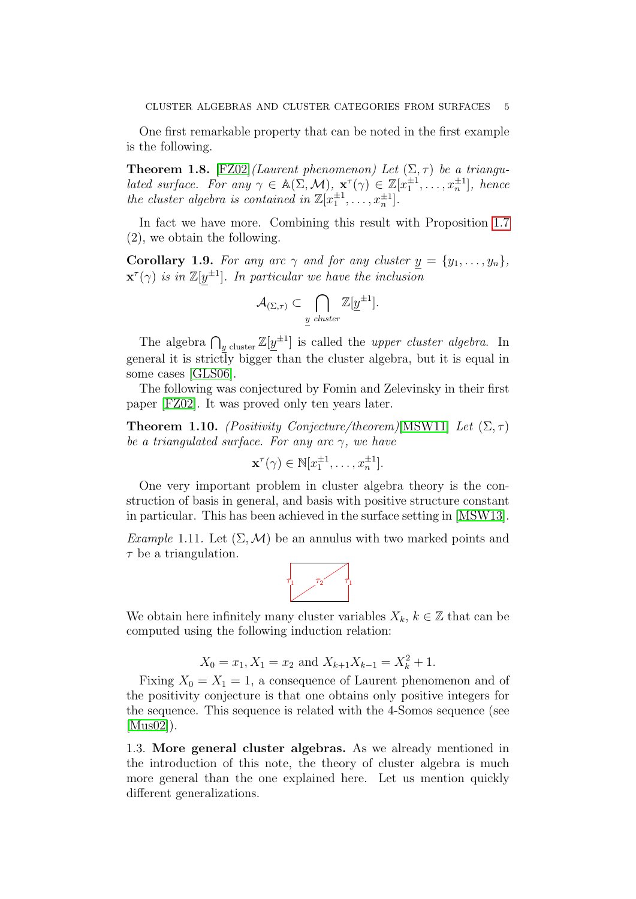One first remarkable property that can be noted in the first example is the following.

**Theorem 1.8.** [FZ02] *(Laurent phenomenon) Let $(\Sigma, \tau)$ be a triangulated surface. For any $\gamma \in \mathbb{A}(\Sigma, \mathcal{M})$, $\mathbf{x}^\tau(\gamma) \in \mathbb{Z}[x_1^{\pm 1}, \ldots, x_n^{\pm 1}]$, hence the cluster algebra is contained in $\mathbb{Z}[x_1^{\pm 1}, \ldots, x_n^{\pm 1}]$.*

In fact we have more. Combining this result with Proposition 1.7 (2), we obtain the following.

**Corollary 1.9.** *For any arc $\gamma$ and for any cluster $\underline{y} = \{y_1, \ldots, y_n\}$, $\mathbf{x}^\tau(\gamma)$ is in $\mathbb{Z}[\underline{y}^{\pm 1}]$. In particular we have the inclusion*

$$\mathcal{A}_{(\Sigma,\tau)} \subset \bigcap_{\underline{y} \text{ cluster}} \mathbb{Z}[\underline{y}^{\pm 1}].$$

The algebra $\bigcap_{\underline{y} \text{ cluster}} \mathbb{Z}[\underline{y}^{\pm 1}]$ is called the *upper cluster algebra*. In general it is strictly bigger than the cluster algebra, but it is equal in some cases [GLS06].

The following was conjectured by Fomin and Zelevinsky in their first paper [FZ02]. It was proved only ten years later.

**Theorem 1.10.** *(Positivity Conjecture/theorem)*[MSW11] *Let $(\Sigma, \tau)$ be a triangulated surface. For any arc $\gamma$, we have*

$$\mathbf{x}^\tau(\gamma) \in \mathbb{N}[x_1^{\pm 1}, \ldots, x_n^{\pm 1}].$$

One very important problem in cluster algebra theory is the construction of basis in general, and basis with positive structure constant in particular. This has been achieved in the surface setting in [MSW13].

*Example* 1.11. Let $(\Sigma, \mathcal{M})$ be an annulus with two marked points and $\tau$ be a triangulation.

We obtain here infinitely many cluster variables $X_k$, $k \in \mathbb{Z}$ that can be computed using the following induction relation:

$$X_0 = x_1, X_1 = x_2 \text{ and } X_{k+1}X_{k-1} = X_k^2 + 1.$$

Fixing $X_0 = X_1 = 1$, a consequence of Laurent phenomenon and of the positivity conjecture is that one obtains only positive integers for the sequence. This sequence is related with the 4-Somos sequence (see [Mus02]).

1.3. **More general cluster algebras.** As we already mentioned in the introduction of this note, the theory of cluster algebra is much more general than the one explained here. Let us mention quickly different generalizations.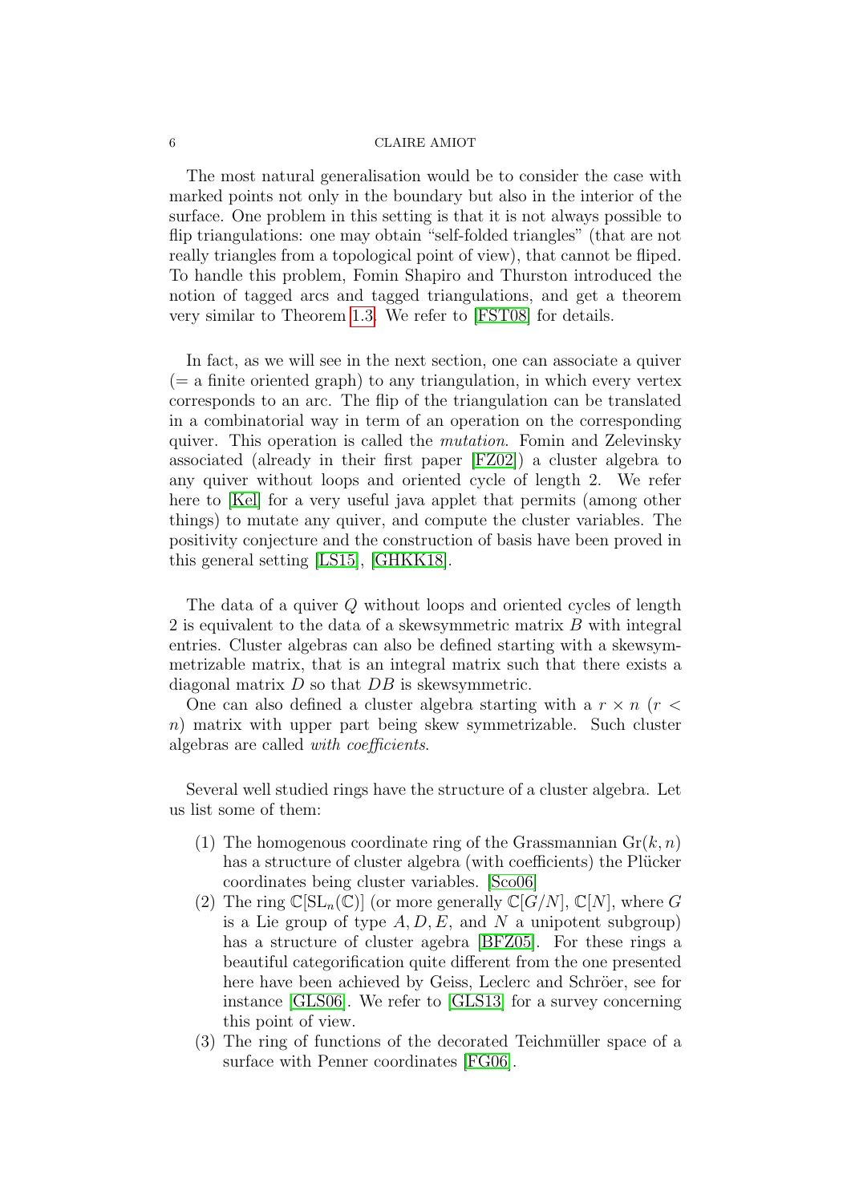The most natural generalisation would be to consider the case with marked points not only in the boundary but also in the interior of the surface. One problem in this setting is that it is not always possible to flip triangulations: one may obtain "self-folded triangles" (that are not really triangles from a topological point of view), that cannot be fliped. To handle this problem, Fomin Shapiro and Thurston introduced the notion of tagged arcs and tagged triangulations, and get a theorem very similar to Theorem 1.3. We refer to [FST08] for details.

In fact, as we will see in the next section, one can associate a quiver (= a finite oriented graph) to any triangulation, in which every vertex corresponds to an arc. The flip of the triangulation can be translated in a combinatorial way in term of an operation on the corresponding quiver. This operation is called the *mutation*. Fomin and Zelevinsky associated (already in their first paper [FZ02]) a cluster algebra to any quiver without loops and oriented cycle of length 2. We refer here to [Kel] for a very useful java applet that permits (among other things) to mutate any quiver, and compute the cluster variables. The positivity conjecture and the construction of basis have been proved in this general setting [LS15], [GHKK18].

The data of a quiver $Q$ without loops and oriented cycles of length 2 is equivalent to the data of a skewsymmetric matrix $B$ with integral entries. Cluster algebras can also be defined starting with a skewsymmetrizable matrix, that is an integral matrix such that there exists a diagonal matrix $D$ so that $DB$ is skewsymmetric.

One can also defined a cluster algebra starting with a $r \times n$ ($r < n$) matrix with upper part being skew symmetrizable. Such cluster algebras are called *with coefficients*.

Several well studied rings have the structure of a cluster algebra. Let us list some of them:

1. The homogenous coordinate ring of the Grassmannian $\mathrm{Gr}(k, n)$ has a structure of cluster algebra (with coefficients) the Plücker coordinates being cluster variables. [Sco06]
2. The ring $\mathbb{C}[\mathrm{SL}_n(\mathbb{C})]$ (or more generally $\mathbb{C}[G/N]$, $\mathbb{C}[N]$, where $G$ is a Lie group of type $A, D, E$, and $N$ a unipotent subgroup) has a structure of cluster agebra [BFZ05]. For these rings a beautiful categorification quite different from the one presented here have been achieved by Geiss, Leclerc and Schröer, see for instance [GLS06]. We refer to [GLS13] for a survey concerning this point of view.
3. The ring of functions of the decorated Teichmüller space of a surface with Penner coordinates [FG06].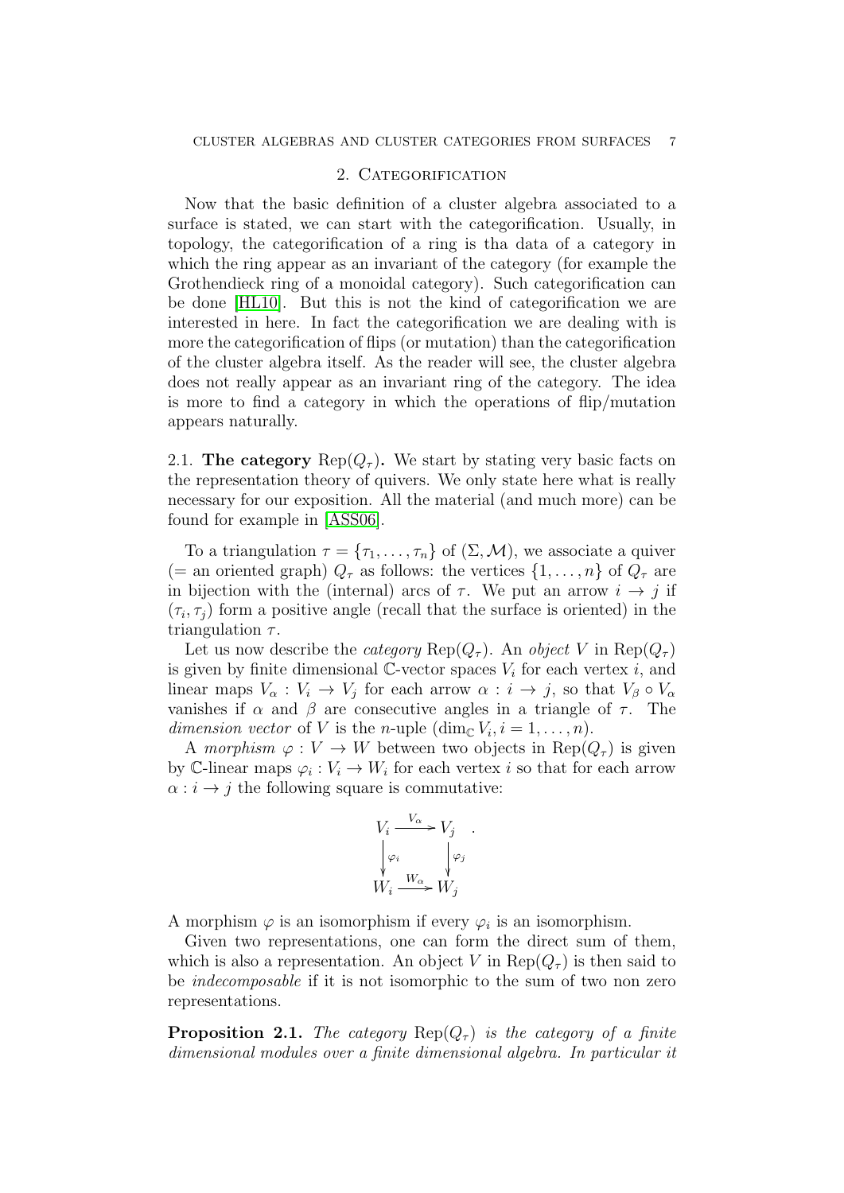## 2. Categorification

Now that the basic definition of a cluster algebra associated to a surface is stated, we can start with the categorification. Usually, in topology, the categorification of a ring is tha data of a category in which the ring appear as an invariant of the category (for example the Grothendieck ring of a monoidal category). Such categorification can be done [HL10]. But this is not the kind of categorification we are interested in here. In fact the categorification we are dealing with is more the categorification of flips (or mutation) than the categorification of the cluster algebra itself. As the reader will see, the cluster algebra does not really appear as an invariant ring of the category. The idea is more to find a category in which the operations of flip/mutation appears naturally.

### 2.1. The category $\mathrm{Rep}(Q_\tau)$.

We start by stating very basic facts on the representation theory of quivers. We only state here what is really necessary for our exposition. All the material (and much more) can be found for example in [ASS06].

To a triangulation $\tau = \{\tau_1, \ldots, \tau_n\}$ of $(\Sigma, \mathcal{M})$, we associate a quiver (= an oriented graph) $Q_\tau$ as follows: the vertices $\{1, \ldots, n\}$ of $Q_\tau$ are in bijection with the (internal) arcs of $\tau$. We put an arrow $i \to j$ if $(\tau_i, \tau_j)$ form a positive angle (recall that the surface is oriented) in the triangulation $\tau$.

Let us now describe the *category* $\mathrm{Rep}(Q_\tau)$. An *object* $V$ in $\mathrm{Rep}(Q_\tau)$ is given by finite dimensional $\mathbb{C}$-vector spaces $V_i$ for each vertex $i$, and linear maps $V_\alpha : V_i \to V_j$ for each arrow $\alpha : i \to j$, so that $V_\beta \circ V_\alpha$ vanishes if $\alpha$ and $\beta$ are consecutive angles in a triangle of $\tau$. The *dimension vector* of $V$ is the $n$-uple $(\dim_{\mathbb{C}} V_i, i = 1, \ldots, n)$.

A *morphism* $\varphi : V \to W$ between two objects in $\mathrm{Rep}(Q_\tau)$ is given by $\mathbb{C}$-linear maps $\varphi_i : V_i \to W_i$ for each vertex $i$ so that for each arrow $\alpha : i \to j$ the following square is commutative:

$$\begin{array}{ccc} V_i & \xrightarrow{V_\alpha} & V_j \\ \Big\downarrow{\scriptstyle\varphi_i} & & \Big\downarrow{\scriptstyle\varphi_j} \\ W_i & \xrightarrow{W_\alpha} & W_j \end{array} .$$

A morphism $\varphi$ is an isomorphism if every $\varphi_i$ is an isomorphism.

Given two representations, one can form the direct sum of them, which is also a representation. An object $V$ in $\mathrm{Rep}(Q_\tau)$ is then said to be *indecomposable* if it is not isomorphic to the sum of two non zero representations.

**Proposition 2.1.** *The category $\mathrm{Rep}(Q_\tau)$ is the category of a finite dimensional modules over a finite dimensional algebra. In particular it*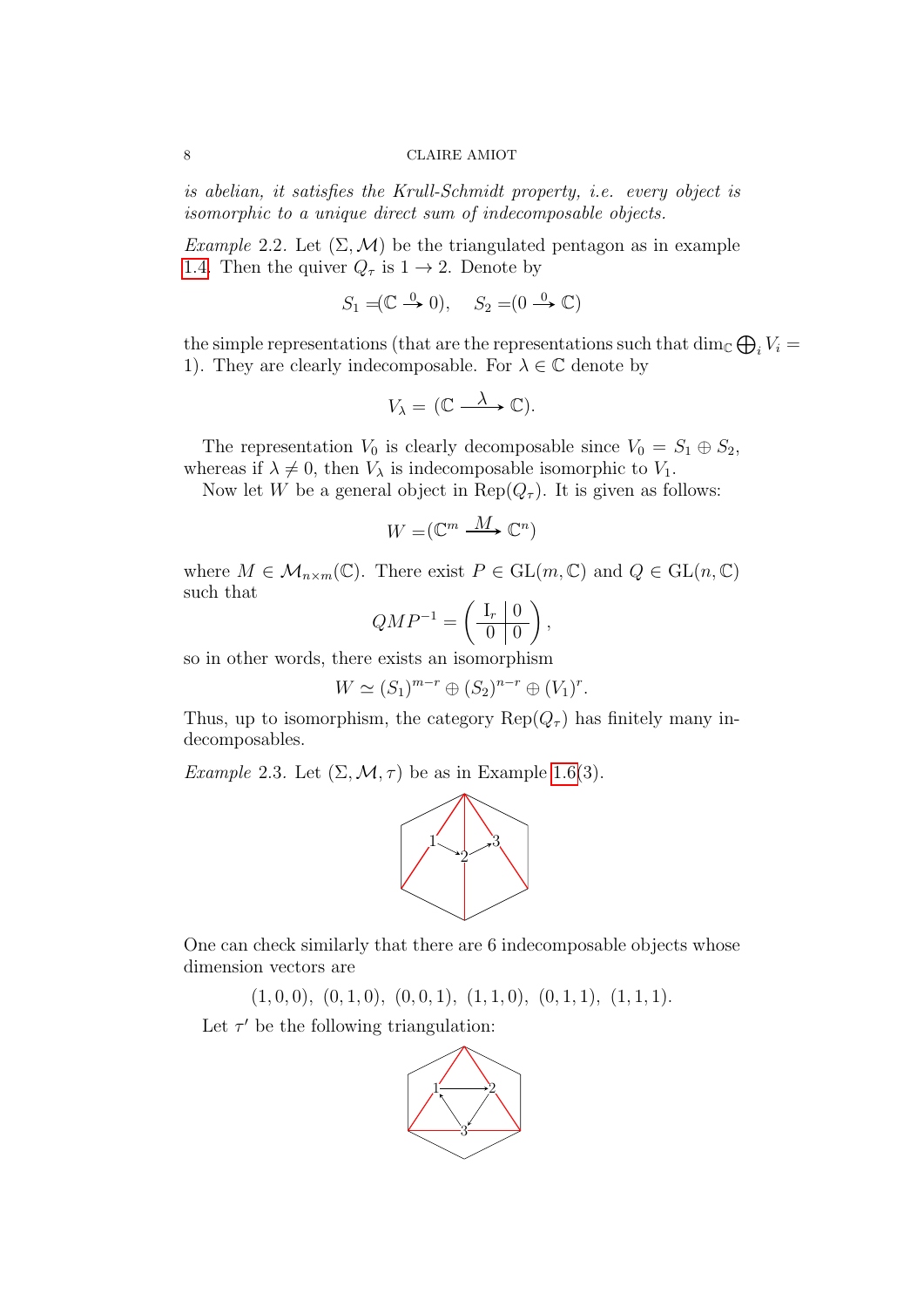*is abelian, it satisfies the Krull-Schmidt property, i.e. every object is isomorphic to a unique direct sum of indecomposable objects.*

*Example* 2.2. Let $(\Sigma, \mathcal{M})$ be the triangulated pentagon as in example 1.4. Then the quiver $Q_\tau$ is $1 \to 2$. Denote by

$$S_1 = (\mathbb{C} \xrightarrow{0} 0), \quad S_2 = (0 \xrightarrow{0} \mathbb{C})$$

the simple representations (that are the representations such that $\dim_{\mathbb{C}} \bigoplus_i V_i = 1$). They are clearly indecomposable. For $\lambda \in \mathbb{C}$ denote by

$$V_\lambda = (\mathbb{C} \xrightarrow{\lambda} \mathbb{C}).$$

The representation $V_0$ is clearly decomposable since $V_0 = S_1 \oplus S_2$, whereas if $\lambda \neq 0$, then $V_\lambda$ is indecomposable isomorphic to $V_1$.

Now let $W$ be a general object in $\mathrm{Rep}(Q_\tau)$. It is given as follows:

$$W = (\mathbb{C}^m \xrightarrow{M} \mathbb{C}^n)$$

where $M \in \mathcal{M}_{n \times m}(\mathbb{C})$. There exist $P \in \mathrm{GL}(m, \mathbb{C})$ and $Q \in \mathrm{GL}(n, \mathbb{C})$ such that

$$QMP^{-1} = \left( \begin{array}{c|c} \mathrm{I}_r & 0 \\ \hline 0 & 0 \end{array} \right),$$

so in other words, there exists an isomorphism

$$W \simeq (S_1)^{m-r} \oplus (S_2)^{n-r} \oplus (V_1)^r.$$

Thus, up to isomorphism, the category $\mathrm{Rep}(Q_\tau)$ has finitely many indecomposables.

*Example* 2.3. Let $(\Sigma, \mathcal{M}, \tau)$ be as in Example 1.6(3).

One can check similarly that there are 6 indecomposable objects whose dimension vectors are

$$(1,0,0),\ (0,1,0),\ (0,0,1),\ (1,1,0),\ (0,1,1),\ (1,1,1).$$

Let $\tau'$ be the following triangulation: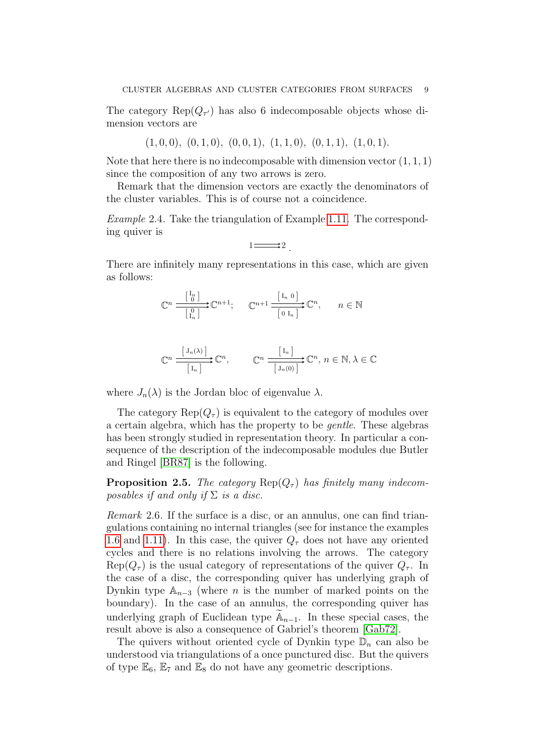The category $\mathrm{Rep}(Q_{\tau'})$ has also 6 indecomposable objects whose dimension vectors are

$$(1,0,0),\ (0,1,0),\ (0,0,1),\ (1,1,0),\ (0,1,1),\ (1,0,1).$$

Note that here there is no indecomposable with dimension vector $(1,1,1)$ since the composition of any two arrows is zero.

Remark that the dimension vectors are exactly the denominators of the cluster variables. This is of course not a coincidence.

*Example* 2.4. Take the triangulation of Example 1.11. The corresponding quiver is

$$1 \rightrightarrows 2 .$$

There are infinitely many representations in this case, which are given as follows:

$$\mathbb{C}^n \underset{\left[\begin{smallmatrix} 0 \\ \mathrm{I}_n \end{smallmatrix}\right]}{\overset{\left[\begin{smallmatrix} \mathrm{I}_n \\ 0 \end{smallmatrix}\right]}{\rightrightarrows}} \mathbb{C}^{n+1}; \qquad \mathbb{C}^{n+1} \underset{\left[\begin{smallmatrix} 0 & \mathrm{I}_n \end{smallmatrix}\right]}{\overset{\left[\begin{smallmatrix} \mathrm{I}_n & 0 \end{smallmatrix}\right]}{\rightrightarrows}} \mathbb{C}^n, \qquad n \in \mathbb{N}$$

$$\mathbb{C}^n \underset{\left[\begin{smallmatrix} \mathrm{I}_n \end{smallmatrix}\right]}{\overset{\left[\begin{smallmatrix} \mathrm{J}_n(\lambda) \end{smallmatrix}\right]}{\rightrightarrows}} \mathbb{C}^n, \qquad \mathbb{C}^n \underset{\left[\begin{smallmatrix} \mathrm{J}_n(0) \end{smallmatrix}\right]}{\overset{\left[\begin{smallmatrix} \mathrm{I}_n \end{smallmatrix}\right]}{\rightrightarrows}} \mathbb{C}^n,\ n \in \mathbb{N}, \lambda \in \mathbb{C}$$

where $J_n(\lambda)$ is the Jordan bloc of eigenvalue $\lambda$.

The category $\mathrm{Rep}(Q_\tau)$ is equivalent to the category of modules over a certain algebra, which has the property to be *gentle*. These algebras has been strongly studied in representation theory. In particular a consequence of the description of the indecomposable modules due Butler and Ringel [BR87] is the following.

**Proposition 2.5.** *The category $\mathrm{Rep}(Q_\tau)$ has finitely many indecomposables if and only if $\Sigma$ is a disc.*

*Remark* 2.6. If the surface is a disc, or an annulus, one can find triangulations containing no internal triangles (see for instance the examples 1.6 and 1.11). In this case, the quiver $Q_\tau$ does not have any oriented cycles and there is no relations involving the arrows. The category $\mathrm{Rep}(Q_\tau)$ is the usual category of representations of the quiver $Q_\tau$. In the case of a disc, the corresponding quiver has underlying graph of Dynkin type $\mathbb{A}_{n-3}$ (where $n$ is the number of marked points on the boundary). In the case of an annulus, the corresponding quiver has underlying graph of Euclidean type $\widetilde{\mathbb{A}}_{n-1}$. In these special cases, the result above is also a consequence of Gabriel's theorem [Gab72].

The quivers without oriented cycle of Dynkin type $\mathbb{D}_n$ can also be understood via triangulations of a once punctured disc. But the quivers of type $\mathbb{E}_6$, $\mathbb{E}_7$ and $\mathbb{E}_8$ do not have any geometric descriptions.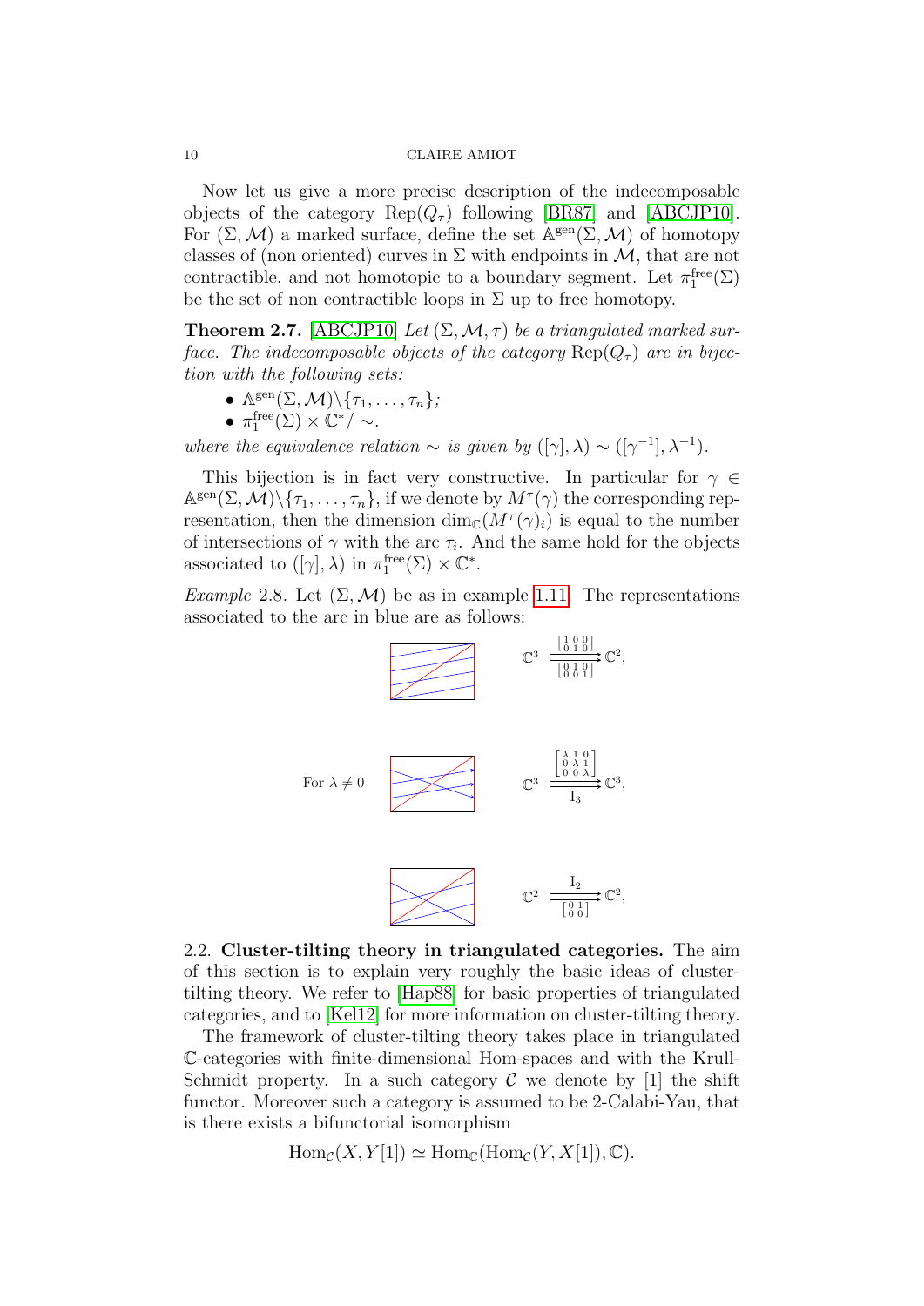Now let us give a more precise description of the indecomposable objects of the category $\mathrm{Rep}(Q_\tau)$ following [BR87] and [ABCJP10]. For $(\Sigma, \mathcal{M})$ a marked surface, define the set $\mathbb{A}^{\mathrm{gen}}(\Sigma, \mathcal{M})$ of homotopy classes of (non oriented) curves in $\Sigma$ with endpoints in $\mathcal{M}$, that are not contractible, and not homotopic to a boundary segment. Let $\pi_1^{\mathrm{free}}(\Sigma)$ be the set of non contractible loops in $\Sigma$ up to free homotopy.

**Theorem 2.7.** [ABCJP10] *Let $(\Sigma, \mathcal{M}, \tau)$ be a triangulated marked surface. The indecomposable objects of the category $\mathrm{Rep}(Q_\tau)$ are in bijection with the following sets:*

- $\mathbb{A}^{\mathrm{gen}}(\Sigma, \mathcal{M}) \backslash \{\tau_1, \ldots, \tau_n\}$;
- $\pi_1^{\mathrm{free}}(\Sigma) \times \mathbb{C}^* / \sim$.

*where the equivalence relation $\sim$ is given by $([\gamma], \lambda) \sim ([\gamma^{-1}], \lambda^{-1})$.*

This bijection is in fact very constructive. In particular for $\gamma \in \mathbb{A}^{\mathrm{gen}}(\Sigma, \mathcal{M}) \backslash \{\tau_1, \ldots, \tau_n\}$, if we denote by $M^\tau(\gamma)$ the corresponding representation, then the dimension $\dim_{\mathbb{C}}(M^\tau(\gamma)_i)$ is equal to the number of intersections of $\gamma$ with the arc $\tau_i$. And the same hold for the objects associated to $([\gamma], \lambda)$ in $\pi_1^{\mathrm{free}}(\Sigma) \times \mathbb{C}^*$.

*Example* 2.8. Let $(\Sigma, \mathcal{M})$ be as in example 1.11. The representations associated to the arc in blue are as follows:

$$\mathbb{C}^3 \underset{\left[\begin{smallmatrix} 0 & 1 & 0 \\ 0 & 0 & 1 \end{smallmatrix}\right]}{\overset{\left[\begin{smallmatrix} 1 & 0 & 0 \\ 0 & 1 & 0 \end{smallmatrix}\right]}{\rightrightarrows}} \mathbb{C}^2,$$

For $\lambda \neq 0$

$$\mathbb{C}^3 \underset{\mathrm{I}_3}{\overset{\left[\begin{smallmatrix} \lambda & 1 & 0 \\ 0 & \lambda & 1 \\ 0 & 0 & \lambda \end{smallmatrix}\right]}{\rightrightarrows}} \mathbb{C}^3,$$

$$\mathbb{C}^2 \underset{\left[\begin{smallmatrix} 0 & 1 \\ 0 & 0 \end{smallmatrix}\right]}{\overset{\mathrm{I}_2}{\rightrightarrows}} \mathbb{C}^2,$$

2.2. **Cluster-tilting theory in triangulated categories.** The aim of this section is to explain very roughly the basic ideas of cluster-tilting theory. We refer to [Hap88] for basic properties of triangulated categories, and to [Kel12] for more information on cluster-tilting theory.

The framework of cluster-tilting theory takes place in triangulated $\mathbb{C}$-categories with finite-dimensional Hom-spaces and with the Krull-Schmidt property. In a such category $\mathcal{C}$ we denote by $[1]$ the shift functor. Moreover such a category is assumed to be 2-Calabi-Yau, that is there exists a bifunctorial isomorphism

$$\mathrm{Hom}_{\mathcal{C}}(X, Y[1]) \simeq \mathrm{Hom}_{\mathbb{C}}(\mathrm{Hom}_{\mathcal{C}}(Y, X[1]), \mathbb{C}).$$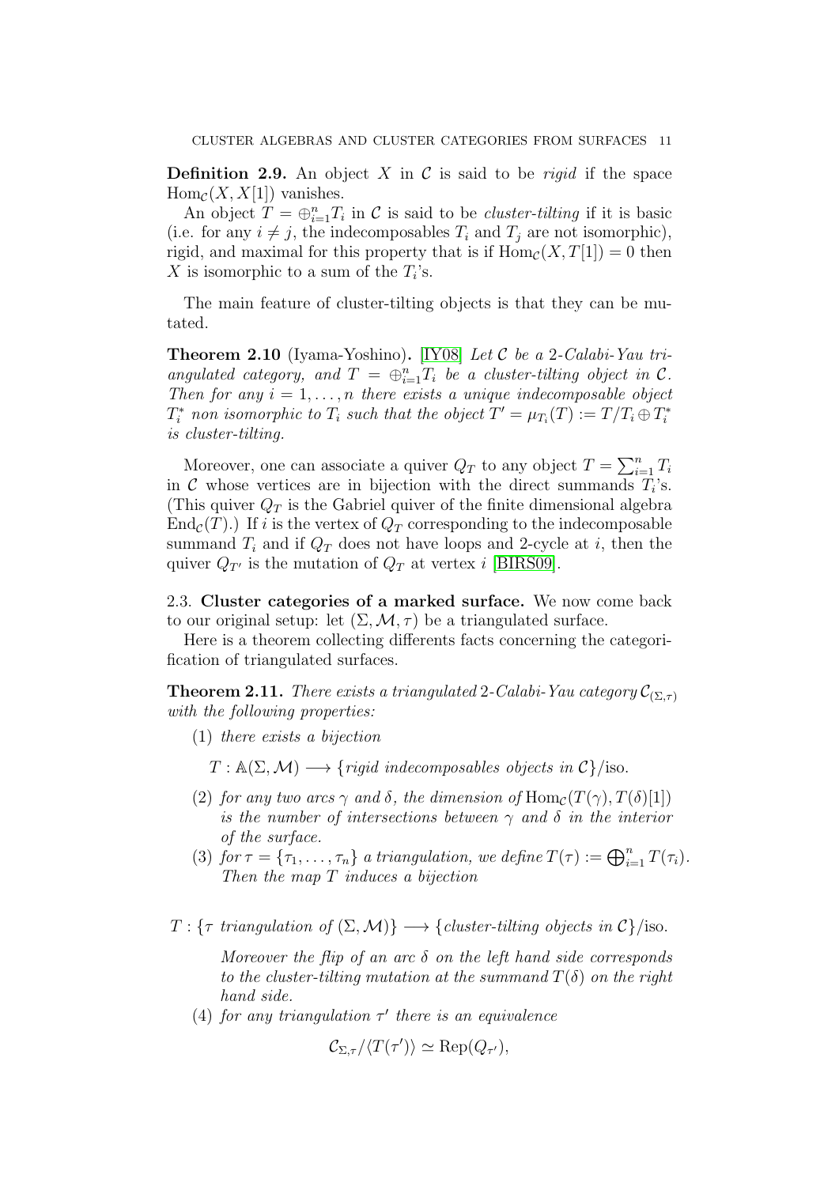**Definition 2.9.** An object $X$ in $\mathcal{C}$ is said to be *rigid* if the space $\mathrm{Hom}_{\mathcal{C}}(X, X[1])$ vanishes.

An object $T = \oplus_{i=1}^n T_i$ in $\mathcal{C}$ is said to be *cluster-tilting* if it is basic (i.e. for any $i \neq j$, the indecomposables $T_i$ and $T_j$ are not isomorphic), rigid, and maximal for this property that is if $\mathrm{Hom}_{\mathcal{C}}(X, T[1]) = 0$ then $X$ is isomorphic to a sum of the $T_i$'s.

The main feature of cluster-tilting objects is that they can be mutated.

**Theorem 2.10** (Iyama-Yoshino)**.** [IY08] *Let $\mathcal{C}$ be a 2-Calabi-Yau triangulated category, and $T = \oplus_{i=1}^n T_i$ be a cluster-tilting object in $\mathcal{C}$. Then for any $i = 1, \ldots, n$ there exists a unique indecomposable object $T_i^*$ non isomorphic to $T_i$ such that the object $T' = \mu_{T_i}(T) := T/T_i \oplus T_i^*$ is cluster-tilting.*

Moreover, one can associate a quiver $Q_T$ to any object $T = \sum_{i=1}^n T_i$ in $\mathcal{C}$ whose vertices are in bijection with the direct summands $T_i$'s. (This quiver $Q_T$ is the Gabriel quiver of the finite dimensional algebra $\mathrm{End}_{\mathcal{C}}(T)$.) If $i$ is the vertex of $Q_T$ corresponding to the indecomposable summand $T_i$ and if $Q_T$ does not have loops and 2-cycle at $i$, then the quiver $Q_{T'}$ is the mutation of $Q_T$ at vertex $i$ [BIRS09].

### 2.3. Cluster categories of a marked surface.

We now come back to our original setup: let $(\Sigma, \mathcal{M}, \tau)$ be a triangulated surface.

Here is a theorem collecting differents facts concerning the categorification of triangulated surfaces.

**Theorem 2.11.** *There exists a triangulated 2-Calabi-Yau category $\mathcal{C}_{(\Sigma,\tau)}$ with the following properties:*

(1) *there exists a bijection*

$$T : \mathbb{A}(\Sigma, \mathcal{M}) \longrightarrow \{\textit{rigid indecomposables objects in } \mathcal{C}\}/\mathrm{iso}.$$

(2) *for any two arcs $\gamma$ and $\delta$, the dimension of $\mathrm{Hom}_{\mathcal{C}}(T(\gamma), T(\delta)[1])$ is the number of intersections between $\gamma$ and $\delta$ in the interior of the surface.*

(3) *for $\tau = \{\tau_1, \ldots, \tau_n\}$ a triangulation, we define $T(\tau) := \bigoplus_{i=1}^n T(\tau_i)$. Then the map $T$ induces a bijection*

$$T : \{\tau \textit{ triangulation of } (\Sigma, \mathcal{M})\} \longrightarrow \{\textit{cluster-tilting objects in } \mathcal{C}\}/\mathrm{iso}.$$

*Moreover the flip of an arc $\delta$ on the left hand side corresponds to the cluster-tilting mutation at the summand $T(\delta)$ on the right hand side.*

(4) *for any triangulation $\tau'$ there is an equivalence*

$$\mathcal{C}_{\Sigma,\tau}/\langle T(\tau')\rangle \simeq \mathrm{Rep}(Q_{\tau'}),$$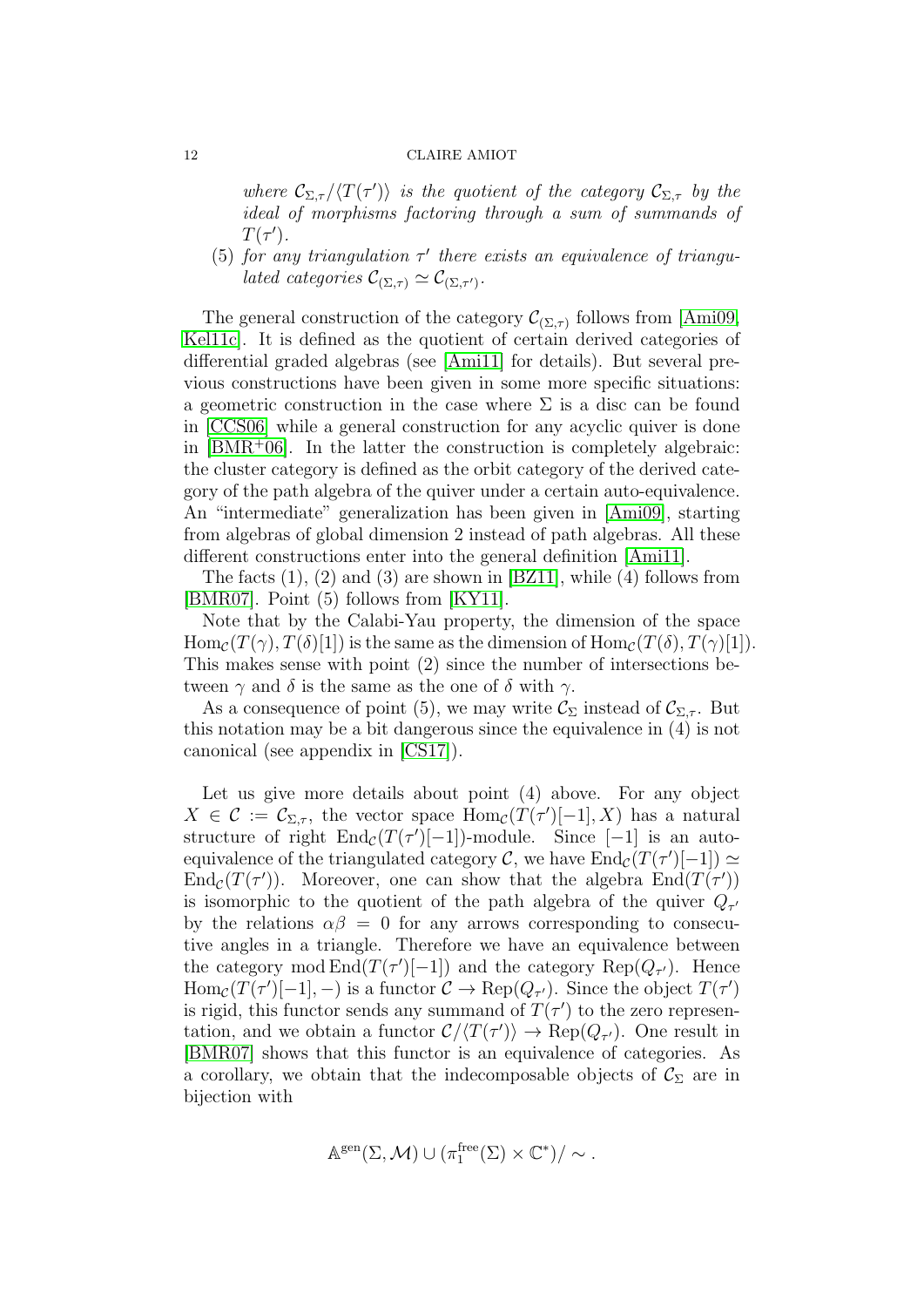*where $\mathcal{C}_{\Sigma,\tau}/\langle T(\tau')\rangle$ is the quotient of the category $\mathcal{C}_{\Sigma,\tau}$ by the ideal of morphisms factoring through a sum of summands of $T(\tau')$.*

(5) *for any triangulation $\tau'$ there exists an equivalence of triangulated categories $\mathcal{C}_{(\Sigma,\tau)} \simeq \mathcal{C}_{(\Sigma,\tau')}$.*

The general construction of the category $\mathcal{C}_{(\Sigma,\tau)}$ follows from [Ami09, Kel11c]. It is defined as the quotient of certain derived categories of differential graded algebras (see [Ami11] for details). But several previous constructions have been given in some more specific situations: a geometric construction in the case where $\Sigma$ is a disc can be found in [CCS06] while a general construction for any acyclic quiver is done in [BMR+06]. In the latter the construction is completely algebraic: the cluster category is defined as the orbit category of the derived category of the path algebra of the quiver under a certain auto-equivalence. An "intermediate" generalization has been given in [Ami09], starting from algebras of global dimension 2 instead of path algebras. All these different constructions enter into the general definition [Ami11].

The facts (1), (2) and (3) are shown in [BZ11], while (4) follows from [BMR07]. Point (5) follows from [KY11].

Note that by the Calabi-Yau property, the dimension of the space $\mathrm{Hom}_{\mathcal{C}}(T(\gamma), T(\delta)[1])$ is the same as the dimension of $\mathrm{Hom}_{\mathcal{C}}(T(\delta), T(\gamma)[1])$. This makes sense with point (2) since the number of intersections between $\gamma$ and $\delta$ is the same as the one of $\delta$ with $\gamma$.

As a consequence of point (5), we may write $\mathcal{C}_\Sigma$ instead of $\mathcal{C}_{\Sigma,\tau}$. But this notation may be a bit dangerous since the equivalence in (4) is not canonical (see appendix in [CS17]).

Let us give more details about point (4) above. For any object $X \in \mathcal{C} := \mathcal{C}_{\Sigma,\tau}$, the vector space $\mathrm{Hom}_{\mathcal{C}}(T(\tau')[-1], X)$ has a natural structure of right $\mathrm{End}_{\mathcal{C}}(T(\tau')[-1])$-module. Since $[-1]$ is an auto-equivalence of the triangulated category $\mathcal{C}$, we have $\mathrm{End}_{\mathcal{C}}(T(\tau')[-1]) \simeq \mathrm{End}_{\mathcal{C}}(T(\tau'))$. Moreover, one can show that the algebra $\mathrm{End}(T(\tau'))$ is isomorphic to the quotient of the path algebra of the quiver $Q_{\tau'}$ by the relations $\alpha\beta = 0$ for any arrows corresponding to consecutive angles in a triangle. Therefore we have an equivalence between the category $\mathrm{mod}\,\mathrm{End}(T(\tau')[-1])$ and the category $\mathrm{Rep}(Q_{\tau'})$. Hence $\mathrm{Hom}_{\mathcal{C}}(T(\tau')[-1], -)$ is a functor $\mathcal{C} \to \mathrm{Rep}(Q_{\tau'})$. Since the object $T(\tau')$ is rigid, this functor sends any summand of $T(\tau')$ to the zero representation, and we obtain a functor $\mathcal{C}/\langle T(\tau')\rangle \to \mathrm{Rep}(Q_{\tau'})$. One result in [BMR07] shows that this functor is an equivalence of categories. As a corollary, we obtain that the indecomposable objects of $\mathcal{C}_\Sigma$ are in bijection with

$$\mathbb{A}^{\mathrm{gen}}(\Sigma, \mathcal{M}) \cup (\pi_1^{\mathrm{free}}(\Sigma) \times \mathbb{C}^*)/\sim .$$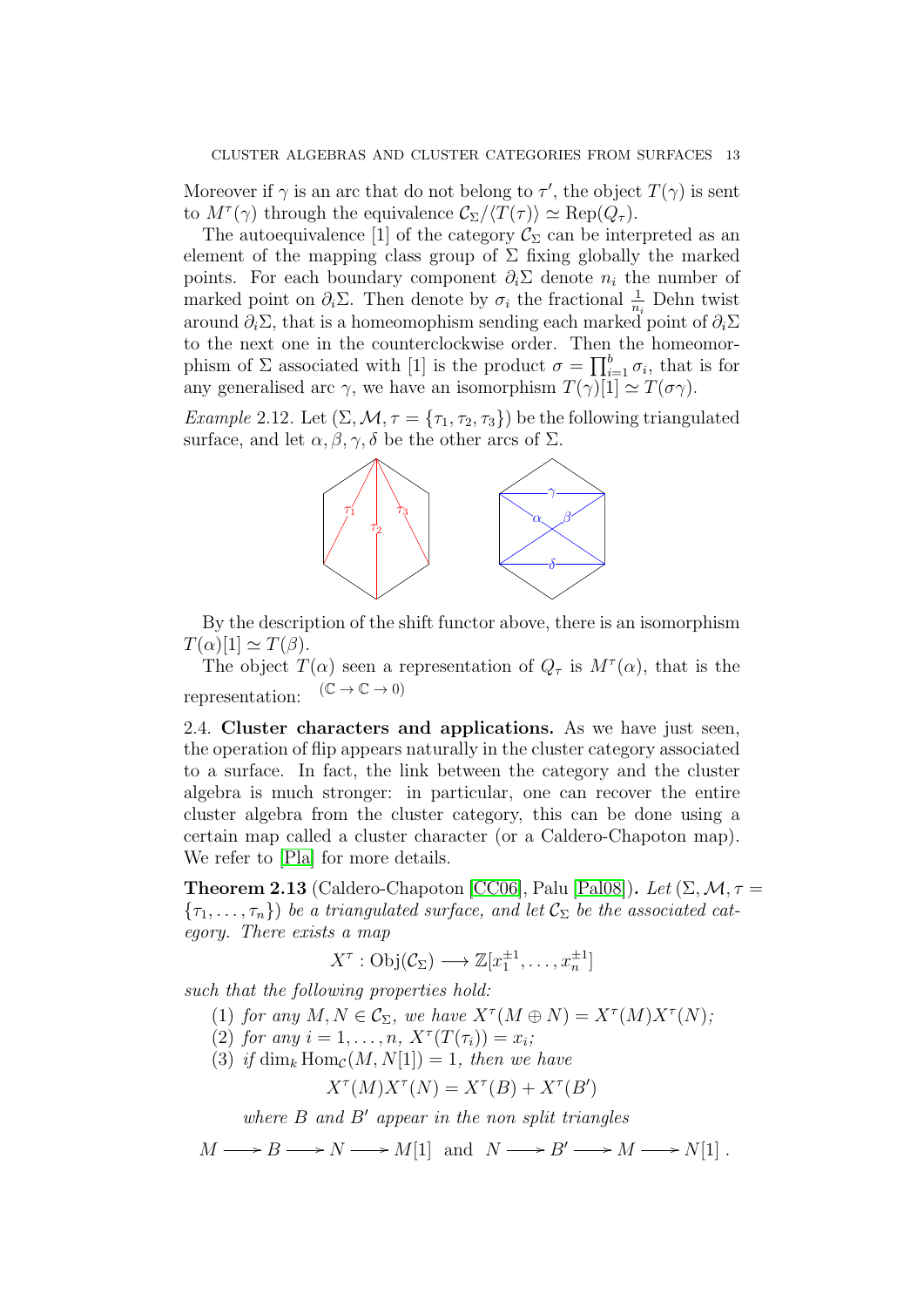Moreover if $\gamma$ is an arc that do not belong to $\tau'$, the object $T(\gamma)$ is sent to $M^\tau(\gamma)$ through the equivalence $\mathcal{C}_\Sigma/\langle T(\tau)\rangle \simeq \mathrm{Rep}(Q_\tau)$.

The autoequivalence [1] of the category $\mathcal{C}_\Sigma$ can be interpreted as an element of the mapping class group of $\Sigma$ fixing globally the marked points. For each boundary component $\partial_i\Sigma$ denote $n_i$ the number of marked point on $\partial_i\Sigma$. Then denote by $\sigma_i$ the fractional $\frac{1}{n_i}$ Dehn twist around $\partial_i\Sigma$, that is a homeomophism sending each marked point of $\partial_i\Sigma$ to the next one in the counterclockwise order. Then the homeomorphism of $\Sigma$ associated with [1] is the product $\sigma = \prod_{i=1}^b \sigma_i$, that is for any generalised arc $\gamma$, we have an isomorphism $T(\gamma)[1] \simeq T(\sigma\gamma)$.

*Example* 2.12. Let $(\Sigma, \mathcal{M}, \tau = \{\tau_1, \tau_2, \tau_3\})$ be the following triangulated surface, and let $\alpha, \beta, \gamma, \delta$ be the other arcs of $\Sigma$.

By the description of the shift functor above, there is an isomorphism $T(\alpha)[1] \simeq T(\beta)$.

The object $T(\alpha)$ seen a representation of $Q_\tau$ is $M^\tau(\alpha)$, that is the representation: $(\mathbb{C} \to \mathbb{C} \to 0)$

2.4. **Cluster characters and applications.** As we have just seen, the operation of flip appears naturally in the cluster category associated to a surface. In fact, the link between the category and the cluster algebra is much stronger: in particular, one can recover the entire cluster algebra from the cluster category, this can be done using a certain map called a cluster character (or a Caldero-Chapoton map). We refer to [Pla] for more details.

**Theorem 2.13** (Caldero-Chapoton [CC06], Palu [Pal08]). *Let $(\Sigma, \mathcal{M}, \tau = \{\tau_1, \ldots, \tau_n\})$ be a triangulated surface, and let $\mathcal{C}_\Sigma$ be the associated category. There exists a map*

$$X^\tau : \mathrm{Obj}(\mathcal{C}_\Sigma) \longrightarrow \mathbb{Z}[x_1^{\pm 1}, \ldots, x_n^{\pm 1}]$$

*such that the following properties hold:*

1. *for any $M, N \in \mathcal{C}_\Sigma$, we have $X^\tau(M \oplus N) = X^\tau(M)X^\tau(N)$;*
2. *for any $i = 1, \ldots, n$, $X^\tau(T(\tau_i)) = x_i$;*
3. *if $\dim_k \mathrm{Hom}_\mathcal{C}(M, N[1]) = 1$, then we have*
$$X^\tau(M)X^\tau(N) = X^\tau(B) + X^\tau(B')$$
*where $B$ and $B'$ appear in the non split triangles*
$$M \longrightarrow B \longrightarrow N \longrightarrow M[1] \text{ and } N \longrightarrow B' \longrightarrow M \longrightarrow N[1] .$$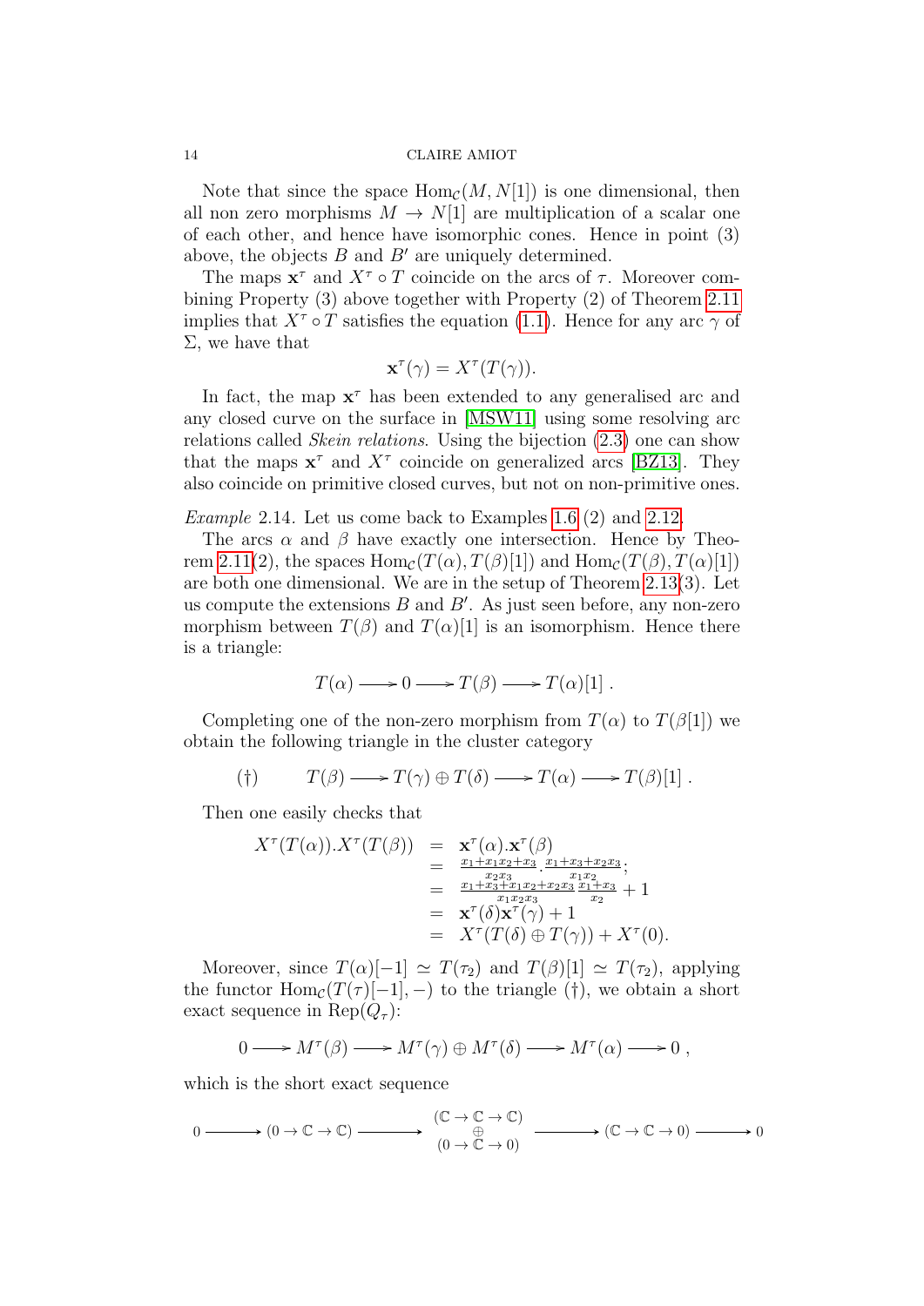Note that since the space $\mathrm{Hom}_{\mathcal{C}}(M, N[1])$ is one dimensional, then all non zero morphisms $M \to N[1]$ are multiplication of a scalar one of each other, and hence have isomorphic cones. Hence in point (3) above, the objects $B$ and $B'$ are uniquely determined.

The maps $\mathbf{x}^\tau$ and $X^\tau \circ T$ coincide on the arcs of $\tau$. Moreover combining Property (3) above together with Property (2) of Theorem 2.11 implies that $X^\tau \circ T$ satisfies the equation (1.1). Hence for any arc $\gamma$ of $\Sigma$, we have that

$$\mathbf{x}^\tau(\gamma) = X^\tau(T(\gamma)).$$

In fact, the map $\mathbf{x}^\tau$ has been extended to any generalised arc and any closed curve on the surface in [MSW11] using some resolving arc relations called *Skein relations*. Using the bijection (2.3) one can show that the maps $\mathbf{x}^\tau$ and $X^\tau$ coincide on generalized arcs [BZ13]. They also coincide on primitive closed curves, but not on non-primitive ones.

*Example* 2.14. Let us come back to Examples 1.6 (2) and 2.12.

The arcs $\alpha$ and $\beta$ have exactly one intersection. Hence by Theorem 2.11(2), the spaces $\mathrm{Hom}_{\mathcal{C}}(T(\alpha), T(\beta)[1])$ and $\mathrm{Hom}_{\mathcal{C}}(T(\beta), T(\alpha)[1])$ are both one dimensional. We are in the setup of Theorem 2.13(3). Let us compute the extensions $B$ and $B'$. As just seen before, any non-zero morphism between $T(\beta)$ and $T(\alpha)[1]$ is an isomorphism. Hence there is a triangle:

$$T(\alpha) \longrightarrow 0 \longrightarrow T(\beta) \longrightarrow T(\alpha)[1]\ .$$

Completing one of the non-zero morphism from $T(\alpha)$ to $T(\beta[1])$ we obtain the following triangle in the cluster category

$$(\dagger) \qquad T(\beta) \longrightarrow T(\gamma) \oplus T(\delta) \longrightarrow T(\alpha) \longrightarrow T(\beta)[1]\ .$$

Then one easily checks that

$$\begin{aligned}
X^\tau(T(\alpha)).X^\tau(T(\beta)) &= \mathbf{x}^\tau(\alpha).\mathbf{x}^\tau(\beta) \\
&= \frac{x_1 + x_1x_2 + x_3}{x_2x_3} . \frac{x_1 + x_3 + x_2x_3}{x_1x_2}; \\
&= \frac{x_1 + x_3 + x_1x_2 + x_2x_3}{x_1x_2x_3} \frac{x_1 + x_3}{x_2} + 1 \\
&= \mathbf{x}^\tau(\delta)\mathbf{x}^\tau(\gamma) + 1 \\
&= X^\tau(T(\delta) \oplus T(\gamma)) + X^\tau(0).
\end{aligned}$$

Moreover, since $T(\alpha)[-1] \simeq T(\tau_2)$ and $T(\beta)[1] \simeq T(\tau_2)$, applying the functor $\mathrm{Hom}_{\mathcal{C}}(T(\tau)[-1], -)$ to the triangle $(\dagger)$, we obtain a short exact sequence in $\mathrm{Rep}(Q_\tau)$:

$$0 \longrightarrow M^\tau(\beta) \longrightarrow M^\tau(\gamma) \oplus M^\tau(\delta) \longrightarrow M^\tau(\alpha) \longrightarrow 0\ ,$$

which is the short exact sequence

$$0 \longrightarrow (0 \to \mathbb{C} \to \mathbb{C}) \longrightarrow \begin{matrix} (\mathbb{C} \to \mathbb{C} \to \mathbb{C}) \\ \oplus \\ (0 \to \mathbb{C} \to 0) \end{matrix} \longrightarrow (\mathbb{C} \to \mathbb{C} \to 0) \longrightarrow 0$$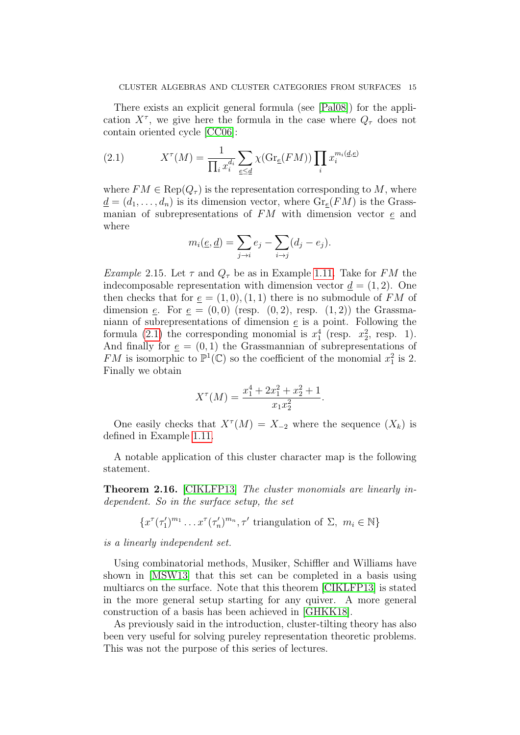There exists an explicit general formula (see [Pal08]) for the application $X^\tau$, we give here the formula in the case where $Q_\tau$ does not contain oriented cycle [CC06]:

$$X^\tau(M) = \frac{1}{\prod_i x_i^{d_i}} \sum_{\underline{e} \leq \underline{d}} \chi(\mathrm{Gr}_{\underline{e}}(FM)) \prod_i x_i^{m_i(\underline{d}, \underline{e})} \tag{2.1}$$

where $FM \in \mathrm{Rep}(Q_\tau)$ is the representation corresponding to $M$, where $\underline{d} = (d_1, \ldots, d_n)$ is its dimension vector, where $\mathrm{Gr}_{\underline{e}}(FM)$ is the Grassmanian of subrepresentations of $FM$ with dimension vector $\underline{e}$ and where

$$m_i(\underline{e}, \underline{d}) = \sum_{j \to i} e_j - \sum_{i \to j} (d_j - e_j).$$

*Example* 2.15. Let $\tau$ and $Q_\tau$ be as in Example 1.11. Take for $FM$ the indecomposable representation with dimension vector $\underline{d} = (1, 2)$. One then checks that for $\underline{e} = (1, 0), (1, 1)$ there is no submodule of $FM$ of dimension $\underline{e}$. For $\underline{e} = (0, 0)$ (resp. $(0, 2)$, resp. $(1, 2)$) the Grassmaniann of subrepresentations of dimension $\underline{e}$ is a point. Following the formula (2.1) the corresponding monomial is $x_1^4$ (resp. $x_2^2$, resp. 1). And finally for $\underline{e} = (0, 1)$ the Grassmannian of subrepresentations of $FM$ is isomorphic to $\mathbb{P}^1(\mathbb{C})$ so the coefficient of the monomial $x_1^2$ is 2. Finally we obtain

$$X^\tau(M) = \frac{x_1^4 + 2x_1^2 + x_2^2 + 1}{x_1 x_2^2}.$$

One easily checks that $X^\tau(M) = X_{-2}$ where the sequence $(X_k)$ is defined in Example 1.11.

A notable application of this cluster character map is the following statement.

**Theorem 2.16.** [CIKLFP13] *The cluster monomials are linearly independent. So in the surface setup, the set*

$$\{x^\tau(\tau'_1)^{m_1} \ldots x^\tau(\tau'_n)^{m_n}, \tau' \text{ triangulation of } \Sigma,\ m_i \in \mathbb{N}\}$$

*is a linearly independent set.*

Using combinatorial methods, Musiker, Schiffler and Williams have shown in [MSW13] that this set can be completed in a basis using multiarcs on the surface. Note that this theorem [CIKLFP13] is stated in the more general setup starting for any quiver. A more general construction of a basis has been achieved in [GHKK18].

As previously said in the introduction, cluster-tilting theory has also been very useful for solving pureley representation theoretic problems. This was not the purpose of this series of lectures.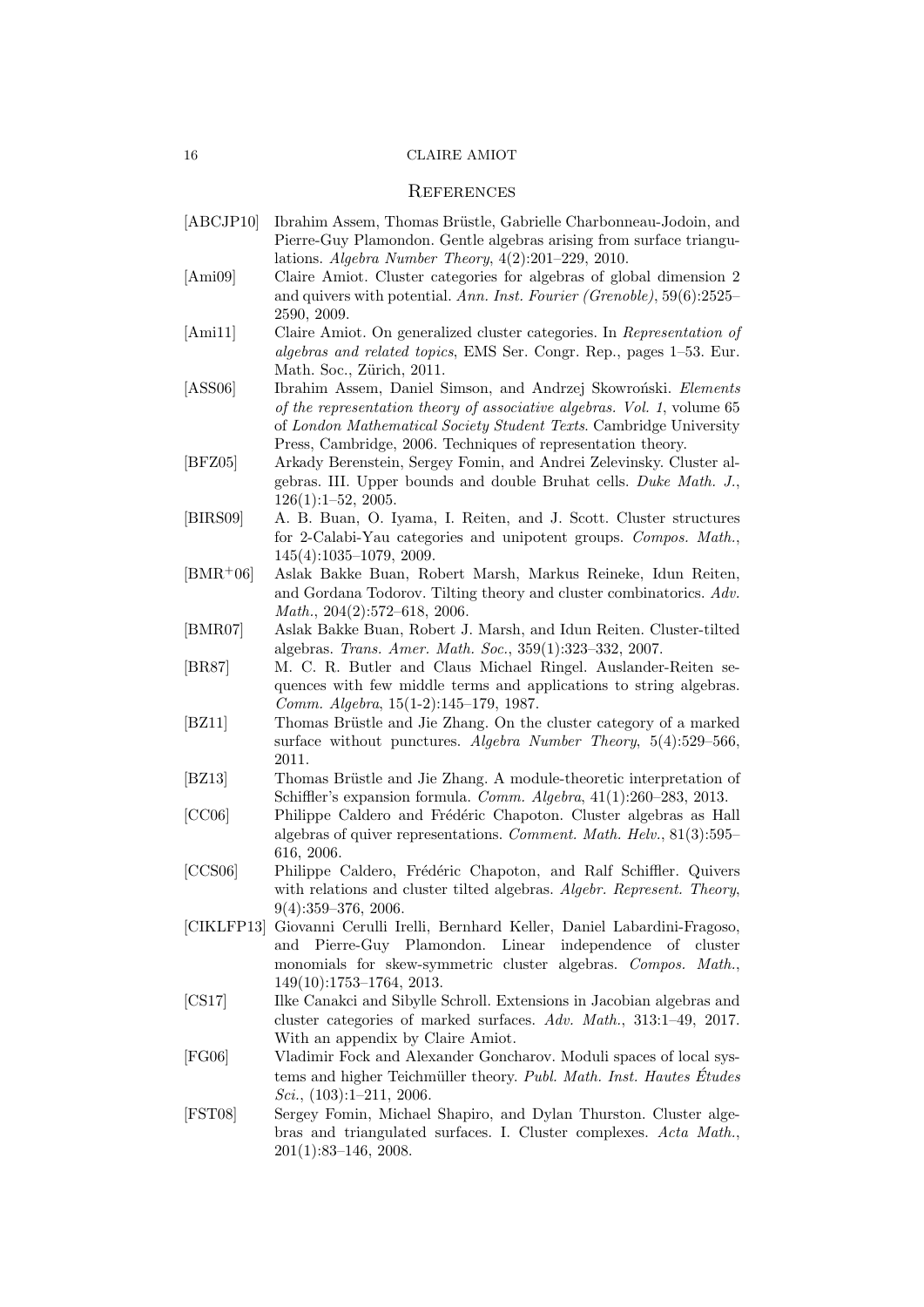## References

[ABCJP10] Ibrahim Assem, Thomas Brüstle, Gabrielle Charbonneau-Jodoin, and Pierre-Guy Plamondon. Gentle algebras arising from surface triangulations. *Algebra Number Theory*, 4(2):201–229, 2010.

[Ami09] Claire Amiot. Cluster categories for algebras of global dimension 2 and quivers with potential. *Ann. Inst. Fourier (Grenoble)*, 59(6):2525–2590, 2009.

[Ami11] Claire Amiot. On generalized cluster categories. In *Representation of algebras and related topics*, EMS Ser. Congr. Rep., pages 1–53. Eur. Math. Soc., Zürich, 2011.

[ASS06] Ibrahim Assem, Daniel Simson, and Andrzej Skowroński. *Elements of the representation theory of associative algebras. Vol. 1*, volume 65 of *London Mathematical Society Student Texts*. Cambridge University Press, Cambridge, 2006. Techniques of representation theory.

[BFZ05] Arkady Berenstein, Sergey Fomin, and Andrei Zelevinsky. Cluster algebras. III. Upper bounds and double Bruhat cells. *Duke Math. J.*, 126(1):1–52, 2005.

[BIRS09] A. B. Buan, O. Iyama, I. Reiten, and J. Scott. Cluster structures for 2-Calabi-Yau categories and unipotent groups. *Compos. Math.*, 145(4):1035–1079, 2009.

[BMR+06] Aslak Bakke Buan, Robert Marsh, Markus Reineke, Idun Reiten, and Gordana Todorov. Tilting theory and cluster combinatorics. *Adv. Math.*, 204(2):572–618, 2006.

[BMR07] Aslak Bakke Buan, Robert J. Marsh, and Idun Reiten. Cluster-tilted algebras. *Trans. Amer. Math. Soc.*, 359(1):323–332, 2007.

[BR87] M. C. R. Butler and Claus Michael Ringel. Auslander-Reiten sequences with few middle terms and applications to string algebras. *Comm. Algebra*, 15(1-2):145–179, 1987.

[BZ11] Thomas Brüstle and Jie Zhang. On the cluster category of a marked surface without punctures. *Algebra Number Theory*, 5(4):529–566, 2011.

[BZ13] Thomas Brüstle and Jie Zhang. A module-theoretic interpretation of Schiffler's expansion formula. *Comm. Algebra*, 41(1):260–283, 2013.

[CC06] Philippe Caldero and Frédéric Chapoton. Cluster algebras as Hall algebras of quiver representations. *Comment. Math. Helv.*, 81(3):595–616, 2006.

[CCS06] Philippe Caldero, Frédéric Chapoton, and Ralf Schiffler. Quivers with relations and cluster tilted algebras. *Algebr. Represent. Theory*, 9(4):359–376, 2006.

[CIKLFP13] Giovanni Cerulli Irelli, Bernhard Keller, Daniel Labardini-Fragoso, and Pierre-Guy Plamondon. Linear independence of cluster monomials for skew-symmetric cluster algebras. *Compos. Math.*, 149(10):1753–1764, 2013.

[CS17] Ilke Canakci and Sibylle Schroll. Extensions in Jacobian algebras and cluster categories of marked surfaces. *Adv. Math.*, 313:1–49, 2017. With an appendix by Claire Amiot.

[FG06] Vladimir Fock and Alexander Goncharov. Moduli spaces of local systems and higher Teichmüller theory. *Publ. Math. Inst. Hautes Études Sci.*, (103):1–211, 2006.

[FST08] Sergey Fomin, Michael Shapiro, and Dylan Thurston. Cluster algebras and triangulated surfaces. I. Cluster complexes. *Acta Math.*, 201(1):83–146, 2008.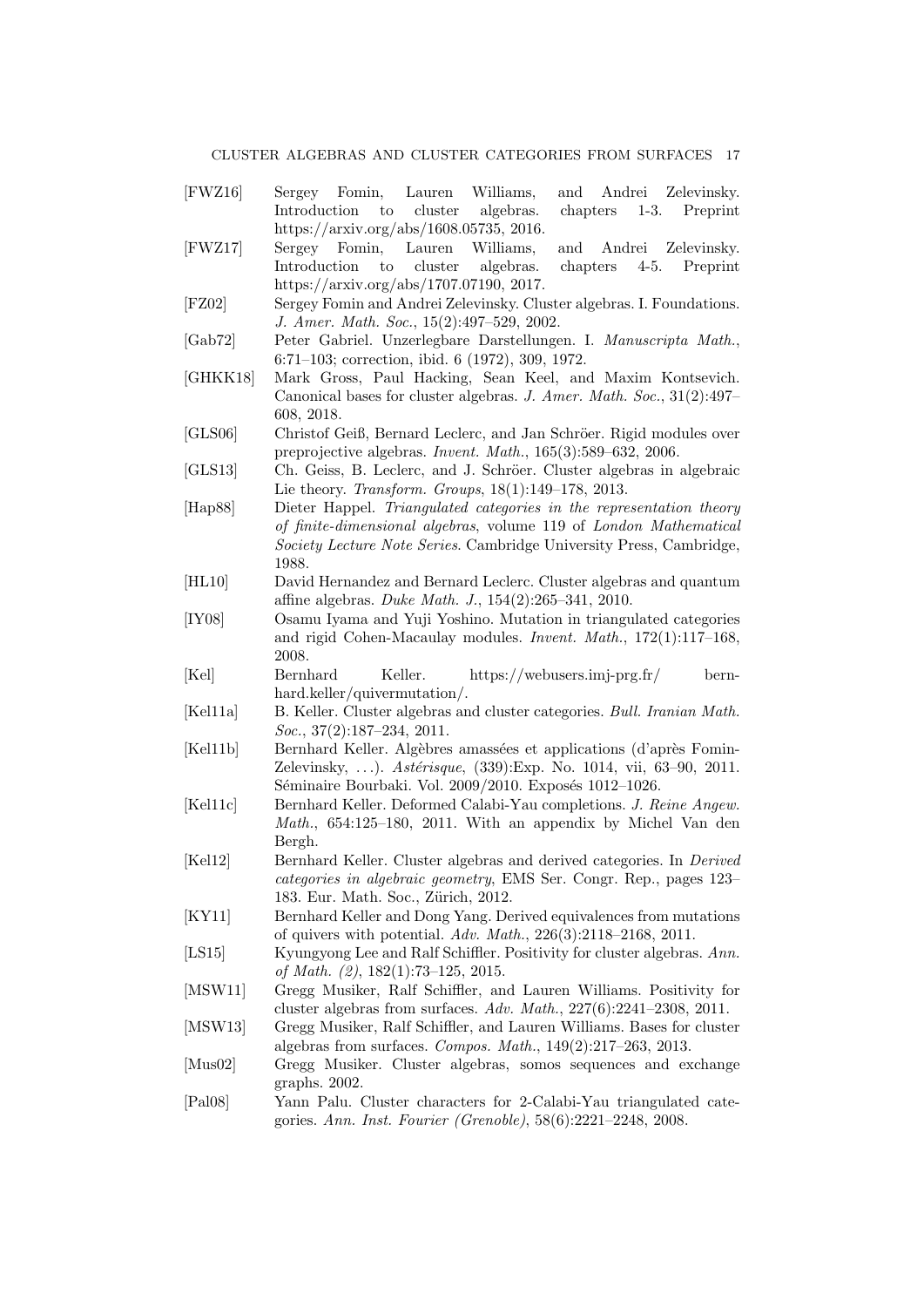[FWZ16] Sergey Fomin, Lauren Williams, and Andrei Zelevinsky. Introduction to cluster algebras. chapters 1-3. Preprint https://arxiv.org/abs/1608.05735, 2016.

[FWZ17] Sergey Fomin, Lauren Williams, and Andrei Zelevinsky. Introduction to cluster algebras. chapters 4-5. Preprint https://arxiv.org/abs/1707.07190, 2017.

[FZ02] Sergey Fomin and Andrei Zelevinsky. Cluster algebras. I. Foundations. *J. Amer. Math. Soc.*, 15(2):497–529, 2002.

[Gab72] Peter Gabriel. Unzerlegbare Darstellungen. I. *Manuscripta Math.*, 6:71–103; correction, ibid. 6 (1972), 309, 1972.

[GHKK18] Mark Gross, Paul Hacking, Sean Keel, and Maxim Kontsevich. Canonical bases for cluster algebras. *J. Amer. Math. Soc.*, 31(2):497–608, 2018.

[GLS06] Christof Geiß, Bernard Leclerc, and Jan Schröer. Rigid modules over preprojective algebras. *Invent. Math.*, 165(3):589–632, 2006.

[GLS13] Ch. Geiss, B. Leclerc, and J. Schröer. Cluster algebras in algebraic Lie theory. *Transform. Groups*, 18(1):149–178, 2013.

[Hap88] Dieter Happel. *Triangulated categories in the representation theory of finite-dimensional algebras*, volume 119 of *London Mathematical Society Lecture Note Series*. Cambridge University Press, Cambridge, 1988.

[HL10] David Hernandez and Bernard Leclerc. Cluster algebras and quantum affine algebras. *Duke Math. J.*, 154(2):265–341, 2010.

[IY08] Osamu Iyama and Yuji Yoshino. Mutation in triangulated categories and rigid Cohen-Macaulay modules. *Invent. Math.*, 172(1):117–168, 2008.

[Kel] Bernhard Keller. https://webusers.imj-prg.fr/bernhard.keller/quivermutation/.

[Kel11a] B. Keller. Cluster algebras and cluster categories. *Bull. Iranian Math. Soc.*, 37(2):187–234, 2011.

[Kel11b] Bernhard Keller. Algèbres amassées et applications (d'après Fomin-Zelevinsky, ...). *Astérisque*, (339):Exp. No. 1014, vii, 63–90, 2011. Séminaire Bourbaki. Vol. 2009/2010. Exposés 1012–1026.

[Kel11c] Bernhard Keller. Deformed Calabi-Yau completions. *J. Reine Angew. Math.*, 654:125–180, 2011. With an appendix by Michel Van den Bergh.

[Kel12] Bernhard Keller. Cluster algebras and derived categories. In *Derived categories in algebraic geometry*, EMS Ser. Congr. Rep., pages 123–183. Eur. Math. Soc., Zürich, 2012.

[KY11] Bernhard Keller and Dong Yang. Derived equivalences from mutations of quivers with potential. *Adv. Math.*, 226(3):2118–2168, 2011.

[LS15] Kyungyong Lee and Ralf Schiffler. Positivity for cluster algebras. *Ann. of Math. (2)*, 182(1):73–125, 2015.

[MSW11] Gregg Musiker, Ralf Schiffler, and Lauren Williams. Positivity for cluster algebras from surfaces. *Adv. Math.*, 227(6):2241–2308, 2011.

[MSW13] Gregg Musiker, Ralf Schiffler, and Lauren Williams. Bases for cluster algebras from surfaces. *Compos. Math.*, 149(2):217–263, 2013.

[Mus02] Gregg Musiker. Cluster algebras, somos sequences and exchange graphs. 2002.

[Pal08] Yann Palu. Cluster characters for 2-Calabi-Yau triangulated categories. *Ann. Inst. Fourier (Grenoble)*, 58(6):2221–2248, 2008.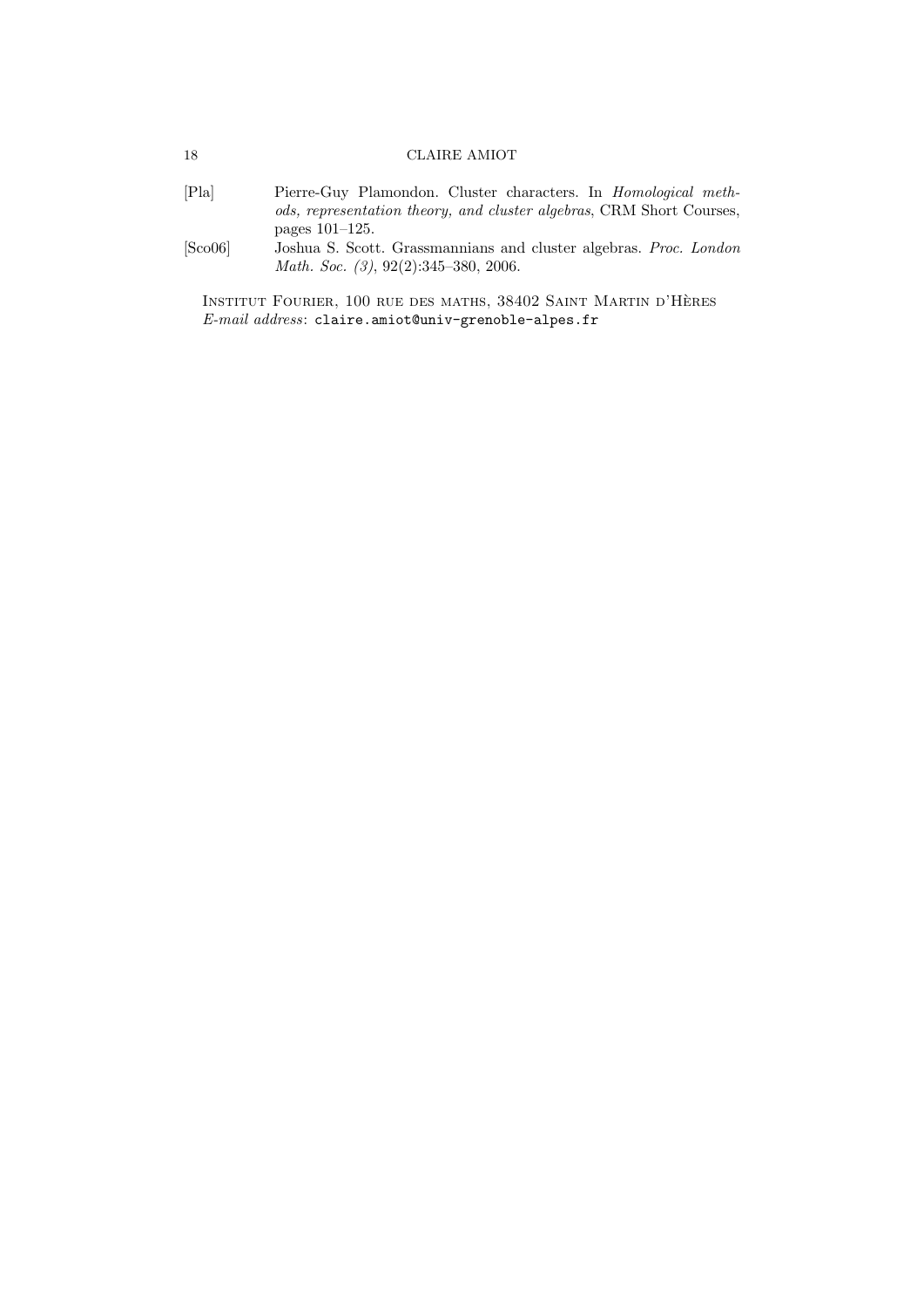[Pla] Pierre-Guy Plamondon. Cluster characters. In *Homological methods, representation theory, and cluster algebras*, CRM Short Courses, pages 101–125.

[Sco06] Joshua S. Scott. Grassmannians and cluster algebras. *Proc. London Math. Soc. (3)*, 92(2):345–380, 2006.

Institut Fourier, 100 rue des maths, 38402 Saint Martin d'Hères
*E-mail address*: `claire.amiot@univ-grenoble-alpes.fr`